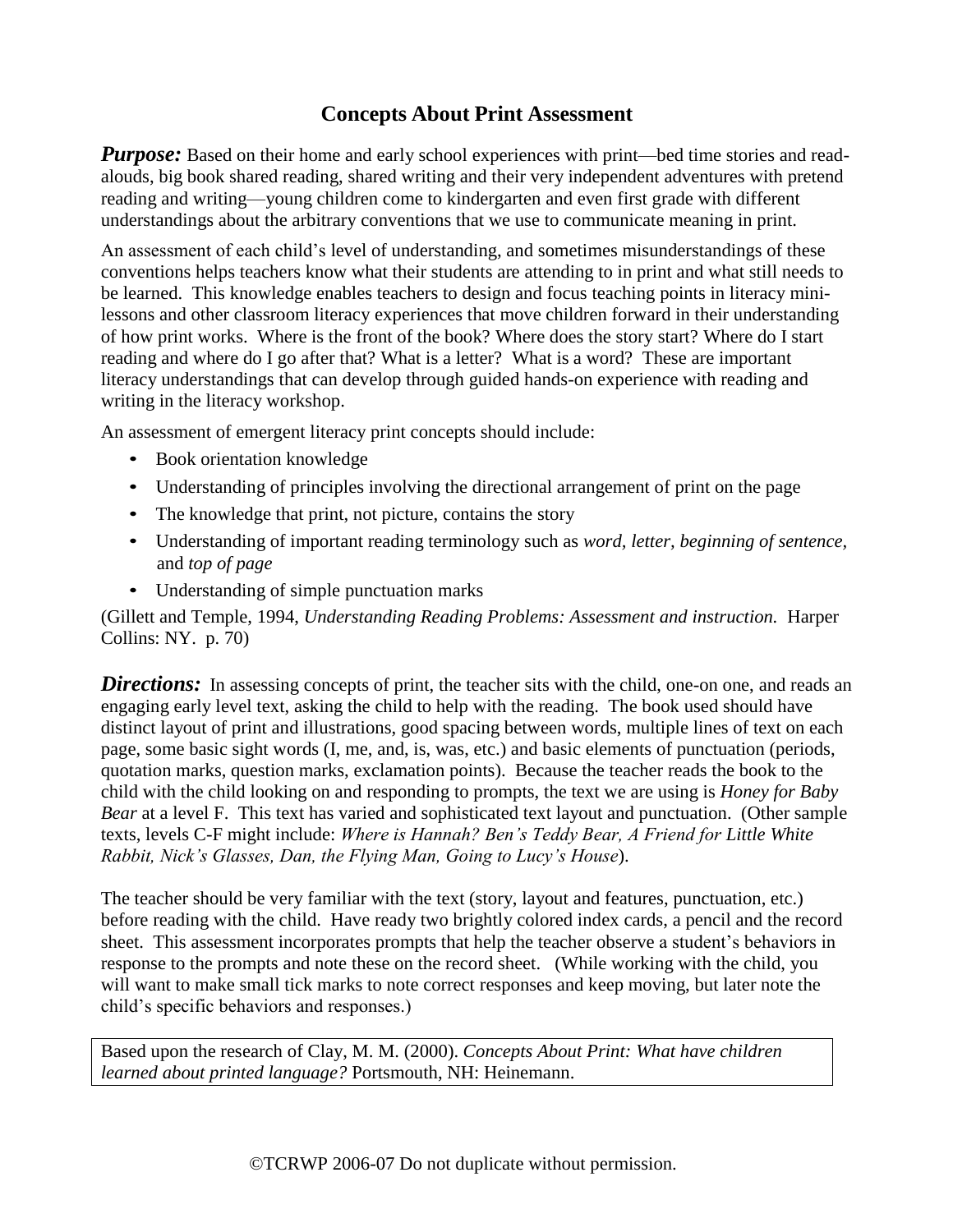# Concepts About Print Assessment

***Purpose:*** Based on their home and early school experiences with print—bed time stories and read-alouds, big book shared reading, shared writing and their very independent adventures with pretend reading and writing—young children come to kindergarten and even first grade with different understandings about the arbitrary conventions that we use to communicate meaning in print.

An assessment of each child's level of understanding, and sometimes misunderstandings of these conventions helps teachers know what their students are attending to in print and what still needs to be learned. This knowledge enables teachers to design and focus teaching points in literacy mini-lessons and other classroom literacy experiences that move children forward in their understanding of how print works. Where is the front of the book? Where does the story start? Where do I start reading and where do I go after that? What is a letter? What is a word? These are important literacy understandings that can develop through guided hands-on experience with reading and writing in the literacy workshop.

An assessment of emergent literacy print concepts should include:

- Book orientation knowledge
- Understanding of principles involving the directional arrangement of print on the page
- The knowledge that print, not picture, contains the story
- Understanding of important reading terminology such as *word, letter, beginning of sentence,* and *top of page*
- Understanding of simple punctuation marks

(Gillett and Temple, 1994, *Understanding Reading Problems: Assessment and instruction.* Harper Collins: NY. p. 70)

***Directions:*** In assessing concepts of print, the teacher sits with the child, one-on one, and reads an engaging early level text, asking the child to help with the reading. The book used should have distinct layout of print and illustrations, good spacing between words, multiple lines of text on each page, some basic sight words (I, me, and, is, was, etc.) and basic elements of punctuation (periods, quotation marks, question marks, exclamation points). Because the teacher reads the book to the child with the child looking on and responding to prompts, the text we are using is *Honey for Baby Bear* at a level F. This text has varied and sophisticated text layout and punctuation. (Other sample texts, levels C-F might include: *Where is Hannah? Ben's Teddy Bear, A Friend for Little White Rabbit, Nick's Glasses, Dan, the Flying Man, Going to Lucy's House*).

The teacher should be very familiar with the text (story, layout and features, punctuation, etc.) before reading with the child. Have ready two brightly colored index cards, a pencil and the record sheet. This assessment incorporates prompts that help the teacher observe a student's behaviors in response to the prompts and note these on the record sheet. (While working with the child, you will want to make small tick marks to note correct responses and keep moving, but later note the child's specific behaviors and responses.)

Based upon the research of Clay, M. M. (2000). *Concepts About Print: What have children learned about printed language?* Portsmouth, NH: Heinemann.

©TCRWP 2006-07 Do not duplicate without permission.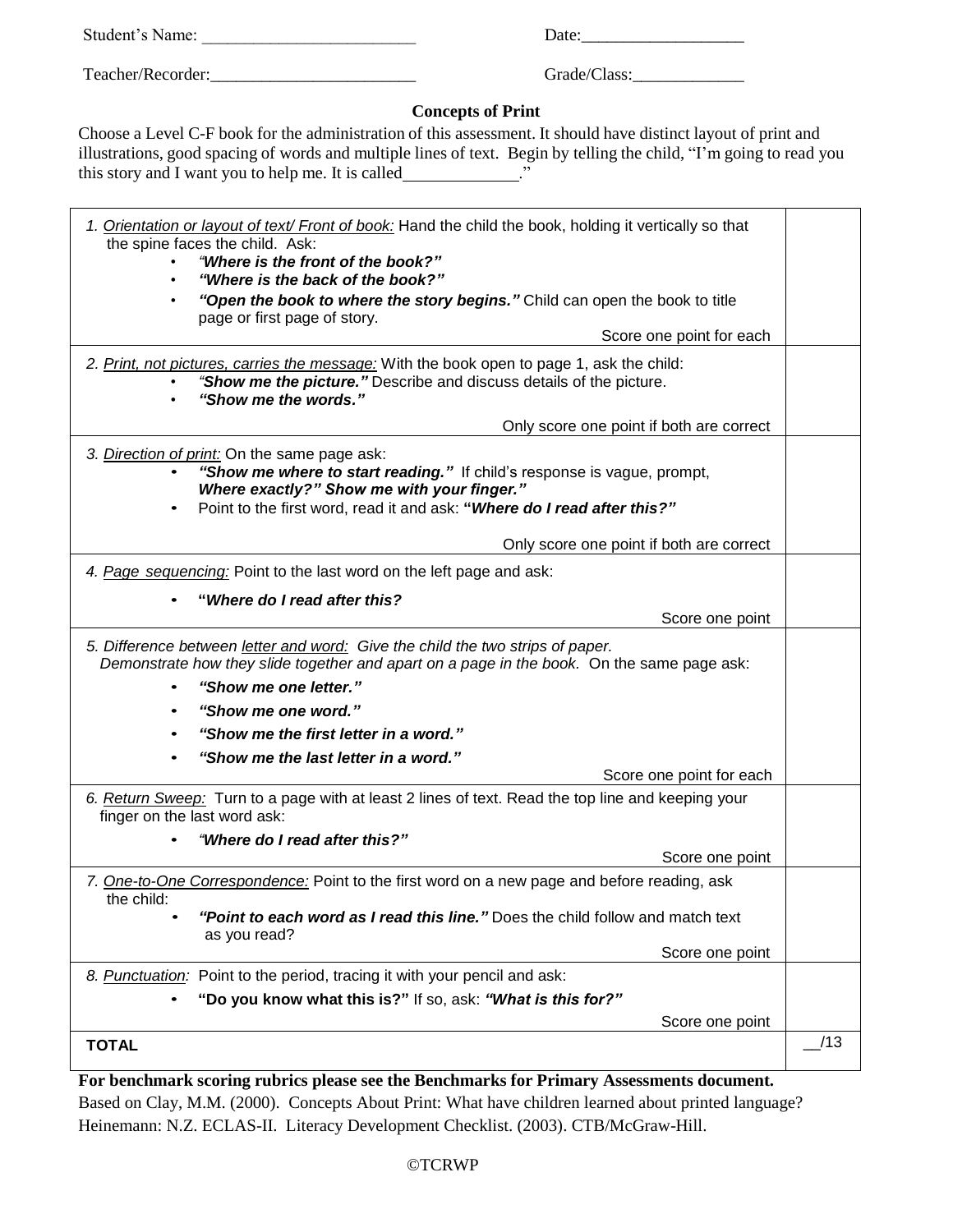Student's Name: _________________________ Date:___________________

Teacher/Recorder:________________________ Grade/Class:_____________

## Concepts of Print

Choose a Level C-F book for the administration of this assessment. It should have distinct layout of print and illustrations, good spacing of words and multiple lines of text. Begin by telling the child, "I'm going to read you this story and I want you to help me. It is called_____________."

| | |
|---|---|
| 1. <u>Orientation or layout of text/ Front of book:</u> Hand the child the book, holding it vertically so that the spine faces the child. Ask:<br>• ***"Where is the front of the book?"***<br>• ***"Where is the back of the book?"***<br>• ***"Open the book to where the story begins."*** Child can open the book to title page or first page of story.<br>Score one point for each | |
| 2. <u>Print, not pictures, carries the message:</u> With the book open to page 1, ask the child:<br>• ***"Show me the picture."*** Describe and discuss details of the picture.<br>• ***"Show me the words."***<br>Only score one point if both are correct | |
| 3. <u>Direction of print:</u> On the same page ask:<br>• ***"Show me where to start reading."*** If child's response is vague, prompt, ***Where exactly?" Show me with your finger."***<br>• Point to the first word, read it and ask: **"*Where do I read after this?"***<br>Only score one point if both are correct | |
| 4. <u>Page sequencing:</u> Point to the last word on the left page and ask:<br>• **"*Where do I read after this?***<br>Score one point | |
| *5. Difference between <u>letter and word:</u> Give the child the two strips of paper. Demonstrate how they slide together and apart on a page in the book. On the same page ask:*<br>• ***"Show me one letter."***<br>• ***"Show me one word."***<br>• ***"Show me the first letter in a word."***<br>• ***"Show me the last letter in a word."***<br>Score one point for each | |
| 6. <u>Return Sweep:</u> Turn to a page with at least 2 lines of text. Read the top line and keeping your finger on the last word ask:<br>• ***"Where do I read after this?"***<br>Score one point | |
| 7. <u>One-to-One Correspondence:</u> Point to the first word on a new page and before reading, ask the child:<br>• ***"Point to each word as I read this line."*** Does the child follow and match text as you read?<br>Score one point | |
| 8. <u>Punctuation</u>: Point to the period, tracing it with your pencil and ask:<br>• **"Do you know what this is?"** If so, ask: ***"What is this for?"***<br>Score one point | |
| **TOTAL** | __/13 |

**For benchmark scoring rubrics please see the Benchmarks for Primary Assessments document.**

Based on Clay, M.M. (2000). Concepts About Print: What have children learned about printed language? Heinemann: N.Z. ECLAS-II. Literacy Development Checklist. (2003). CTB/McGraw-Hill.

©TCRWP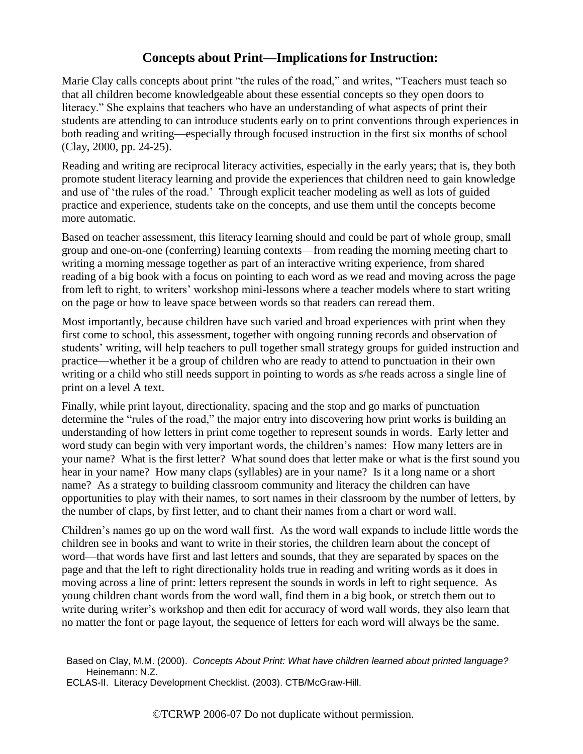## Concepts about Print—Implications for Instruction:

Marie Clay calls concepts about print "the rules of the road," and writes, "Teachers must teach so that all children become knowledgeable about these essential concepts so they open doors to literacy." She explains that teachers who have an understanding of what aspects of print their students are attending to can introduce students early on to print conventions through experiences in both reading and writing—especially through focused instruction in the first six months of school (Clay, 2000, pp. 24-25).

Reading and writing are reciprocal literacy activities, especially in the early years; that is, they both promote student literacy learning and provide the experiences that children need to gain knowledge and use of 'the rules of the road.' Through explicit teacher modeling as well as lots of guided practice and experience, students take on the concepts, and use them until the concepts become more automatic.

Based on teacher assessment, this literacy learning should and could be part of whole group, small group and one-on-one (conferring) learning contexts—from reading the morning meeting chart to writing a morning message together as part of an interactive writing experience, from shared reading of a big book with a focus on pointing to each word as we read and moving across the page from left to right, to writers' workshop mini-lessons where a teacher models where to start writing on the page or how to leave space between words so that readers can reread them.

Most importantly, because children have such varied and broad experiences with print when they first come to school, this assessment, together with ongoing running records and observation of students' writing, will help teachers to pull together small strategy groups for guided instruction and practice—whether it be a group of children who are ready to attend to punctuation in their own writing or a child who still needs support in pointing to words as s/he reads across a single line of print on a level A text.

Finally, while print layout, directionality, spacing and the stop and go marks of punctuation determine the "rules of the road," the major entry into discovering how print works is building an understanding of how letters in print come together to represent sounds in words. Early letter and word study can begin with very important words, the children's names: How many letters are in your name? What is the first letter? What sound does that letter make or what is the first sound you hear in your name? How many claps (syllables) are in your name? Is it a long name or a short name? As a strategy to building classroom community and literacy the children can have opportunities to play with their names, to sort names in their classroom by the number of letters, by the number of claps, by first letter, and to chant their names from a chart or word wall.

Children's names go up on the word wall first. As the word wall expands to include little words the children see in books and want to write in their stories, the children learn about the concept of word—that words have first and last letters and sounds, that they are separated by spaces on the page and that the left to right directionality holds true in reading and writing words as it does in moving across a line of print: letters represent the sounds in words in left to right sequence. As young children chant words from the word wall, find them in a big book, or stretch them out to write during writer's workshop and then edit for accuracy of word wall words, they also learn that no matter the font or page layout, the sequence of letters for each word will always be the same.

Based on Clay, M.M. (2000). *Concepts About Print: What have children learned about printed language?* Heinemann: N.Z.

ECLAS-II. Literacy Development Checklist. (2003). CTB/McGraw-Hill.

©TCRWP 2006-07 Do not duplicate without permission.